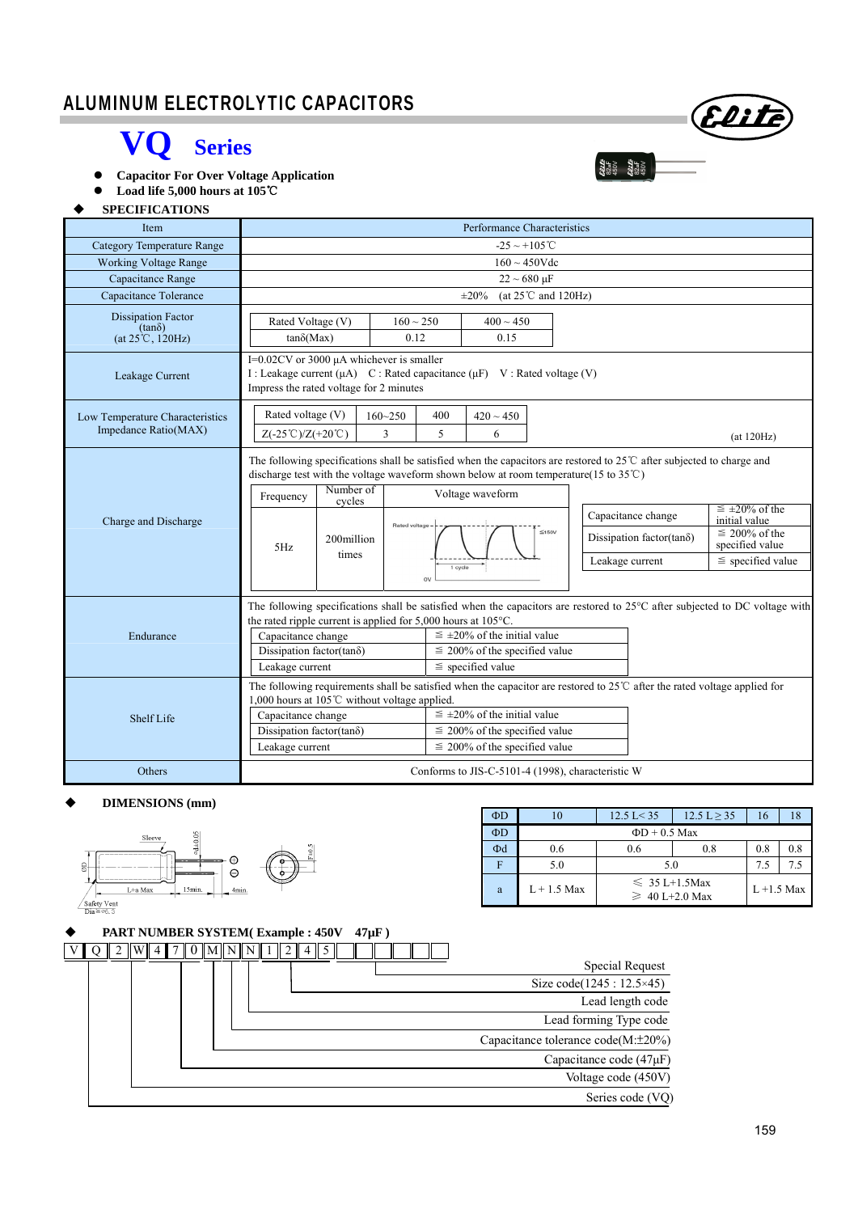# ALUMINUM ELECTROLYTIC CAPACITORS

# VQ Series

- **Capacitor For Over Voltage Application**
- **Load life 5,000 hours at 105℃**

## SPECIFICATIONS

| Item | Performance Characteristics |
|---|---|
| Category Temperature Range | -25 ~ +105℃ |
| Working Voltage Range | 160 ~ 450Vdc |
| Capacitance Range | 22 ~ 680 µF |
| Capacitance Tolerance | ±20% (at 25℃ and 120Hz) |
| Dissipation Factor (tanδ) (at 25℃, 120Hz) | Rated Voltage (V): 160 ~ 250 / 400 ~ 450; tanδ(Max): 0.12 / 0.15 |
| Leakage Current | I=0.02CV or 3000 µA whichever is smaller<br>I : Leakage current (µA) C : Rated capacitance (µF) V : Rated voltage (V)<br>Impress the rated voltage for 2 minutes |
| Low Temperature Characteristics Impedance Ratio(MAX) | Rated voltage (V): 160~250 / 400 / 420 ~ 450; Z(-25℃)/Z(+20℃): 3 / 5 / 6 (at 120Hz) |
| Charge and Discharge | The following specifications shall be satisfied when the capacitors are restored to 25℃ after subjected to charge and discharge test with the voltage waveform shown below at room temperature(15 to 35℃)<br>Frequency: 5Hz; Number of cycles: 200million times; Voltage waveform: Rated voltage, ≦150V, 0V, 1 cycle<br>Capacitance change: ≦ ±20% of the initial value<br>Dissipation factor(tanδ): ≦ 200% of the specified value<br>Leakage current: ≦ specified value |
| Endurance | The following specifications shall be satisfied when the capacitors are restored to 25°C after subjected to DC voltage with the rated ripple current is applied for 5,000 hours at 105°C.<br>Capacitance change: ≦ ±20% of the initial value<br>Dissipation factor(tanδ): ≦ 200% of the specified value<br>Leakage current: ≦ specified value |
| Shelf Life | The following requirements shall be satisfied when the capacitor are restored to 25℃ after the rated voltage applied for 1,000 hours at 105℃ without voltage applied.<br>Capacitance change: ≦ ±20% of the initial value<br>Dissipation factor(tanδ): ≦ 200% of the specified value<br>Leakage current: ≦ 200% of the specified value |
| Others | Conforms to JIS-C-5101-4 (1998), characteristic W |

## DIMENSIONS (mm)

Sleeve; ΦD; L+a Max; 15min.; 4min.; Φd±0.05; F±0.5; Safety Vent Dia≧Φ6.3

| ΦD | 10 | 12.5 L< 35 | 12.5 L ≥ 35 | 16 | 18 |
|---|---|---|---|---|---|
| ΦD | ΦD + 0.5 Max | | | | |
| Φd | 0.6 | 0.6 | 0.8 | 0.8 | 0.8 |
| F | 5.0 | 5.0 | | 7.5 | 7.5 |
| a | L + 1.5 Max | ≤ 35 L+1.5Max<br>≥ 40 L+2.0 Max | | L +1.5 Max | |

## PART NUMBER SYSTEM( Example : 450V 47µF )

V Q 2 W 4 7 0 M N N 1 2 4 5 □ □ □ □ □ □

- Special Request
- Size code(1245 : 12.5×45)
- Lead length code
- Lead forming Type code
- Capacitance tolerance code(M:±20%)
- Capacitance code (47µF)
- Voltage code (450V)
- Series code (VQ)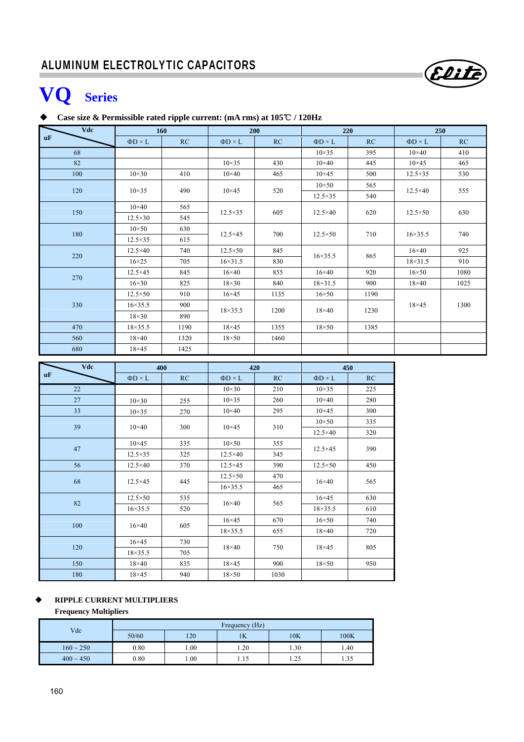## ALUMINUM ELECTROLYTIC CAPACITORS

# VQ Series

◆ **Case size & Permissible rated ripple current: (mA rms) at 105℃ / 120Hz**

| uF \ Vdc | 160 | | 200 | | 220 | | 250 | |
|---|---|---|---|---|---|---|---|---|
| | ΦD × L | RC | ΦD × L | RC | ΦD × L | RC | ΦD × L | RC |
| 68 | | | | | 10×35 | 395 | 10×40 | 410 |
| 82 | | | 10×35 | 430 | 10×40 | 445 | 10×45 | 465 |
| 100 | 10×30 | 410 | 10×40 | 465 | 10×45 | 500 | 12.5×35 | 530 |
| 120 | 10×35 | 490 | 10×45 | 520 | 10×50 | 565 | 12.5×40 | 555 |
| | | | | | 12.5×35 | 540 | | |
| 150 | 10×40 | 565 | 12.5×35 | 605 | 12.5×40 | 620 | 12.5×50 | 630 |
| | 12.5×30 | 545 | | | | | | |
| 180 | 10×50 | 630 | 12.5×45 | 700 | 12.5×50 | 710 | 16×35.5 | 740 |
| | 12.5×35 | 615 | | | | | | |
| 220 | 12.5×40 | 740 | 12.5×50 | 845 | 16×35.5 | 865 | 16×40 | 925 |
| | 16×25 | 705 | 16×31.5 | 830 | | | 18×31.5 | 910 |
| 270 | 12.5×45 | 845 | 16×40 | 855 | 16×40 | 920 | 16×50 | 1080 |
| | 16×30 | 825 | 18×30 | 840 | 18×31.5 | 900 | 18×40 | 1025 |
| 330 | 12.5×50 | 910 | 16×45 | 1135 | 16×50 | 1190 | 18×45 | 1300 |
| | 16×35.5 | 900 | 18×35.5 | 1200 | 18×40 | 1230 | | |
| | 18×30 | 890 | | | | | | |
| 470 | 18×35.5 | 1190 | 18×45 | 1355 | 18×50 | 1385 | | |
| 560 | 18×40 | 1320 | 18×50 | 1460 | | | | |
| 680 | 18×45 | 1425 | | | | | | |

| uF \ Vdc | 400 | | 420 | | 450 | |
|---|---|---|---|---|---|---|
| | ΦD × L | RC | ΦD × L | RC | ΦD × L | RC |
| 22 | | | 10×30 | 210 | 10×35 | 225 |
| 27 | 10×30 | 255 | 10×35 | 260 | 10×40 | 280 |
| 33 | 10×35 | 270 | 10×40 | 295 | 10×45 | 300 |
| 39 | 10×40 | 300 | 10×45 | 310 | 10×50 | 335 |
| | | | | | 12.5×40 | 320 |
| 47 | 10×45 | 335 | 10×50 | 355 | 12.5×45 | 390 |
| | 12.5×35 | 325 | 12.5×40 | 345 | | |
| 56 | 12.5×40 | 370 | 12.5×45 | 390 | 12.5×50 | 450 |
| 68 | 12.5×45 | 445 | 12.5×50 | 470 | 16×40 | 565 |
| | | | 16×35.5 | 465 | | |
| 82 | 12.5×50 | 535 | 16×40 | 565 | 16×45 | 630 |
| | 16×35.5 | 520 | | | 18×35.5 | 610 |
| 100 | 16×40 | 605 | 16×45 | 670 | 16×50 | 740 |
| | | | 18×35.5 | 655 | 18×40 | 720 |
| 120 | 16×45 | 730 | 18×40 | 750 | 18×45 | 805 |
| | 18×35.5 | 705 | | | | |
| 150 | 18×40 | 835 | 18×45 | 900 | 18×50 | 950 |
| 180 | 18×45 | 940 | 18×50 | 1030 | | |

◆ **RIPPLE CURRENT MULTIPLIERS**

**Frequency Multipliers**

| Vdc | Frequency (Hz) | | | | |
|---|---|---|---|---|---|
| | 50/60 | 120 | 1K | 10K | 100K |
| 160 ~ 250 | 0.80 | 1.00 | 1.20 | 1.30 | 1.40 |
| 400 ~ 450 | 0.80 | 1.00 | 1.15 | 1.25 | 1.35 |